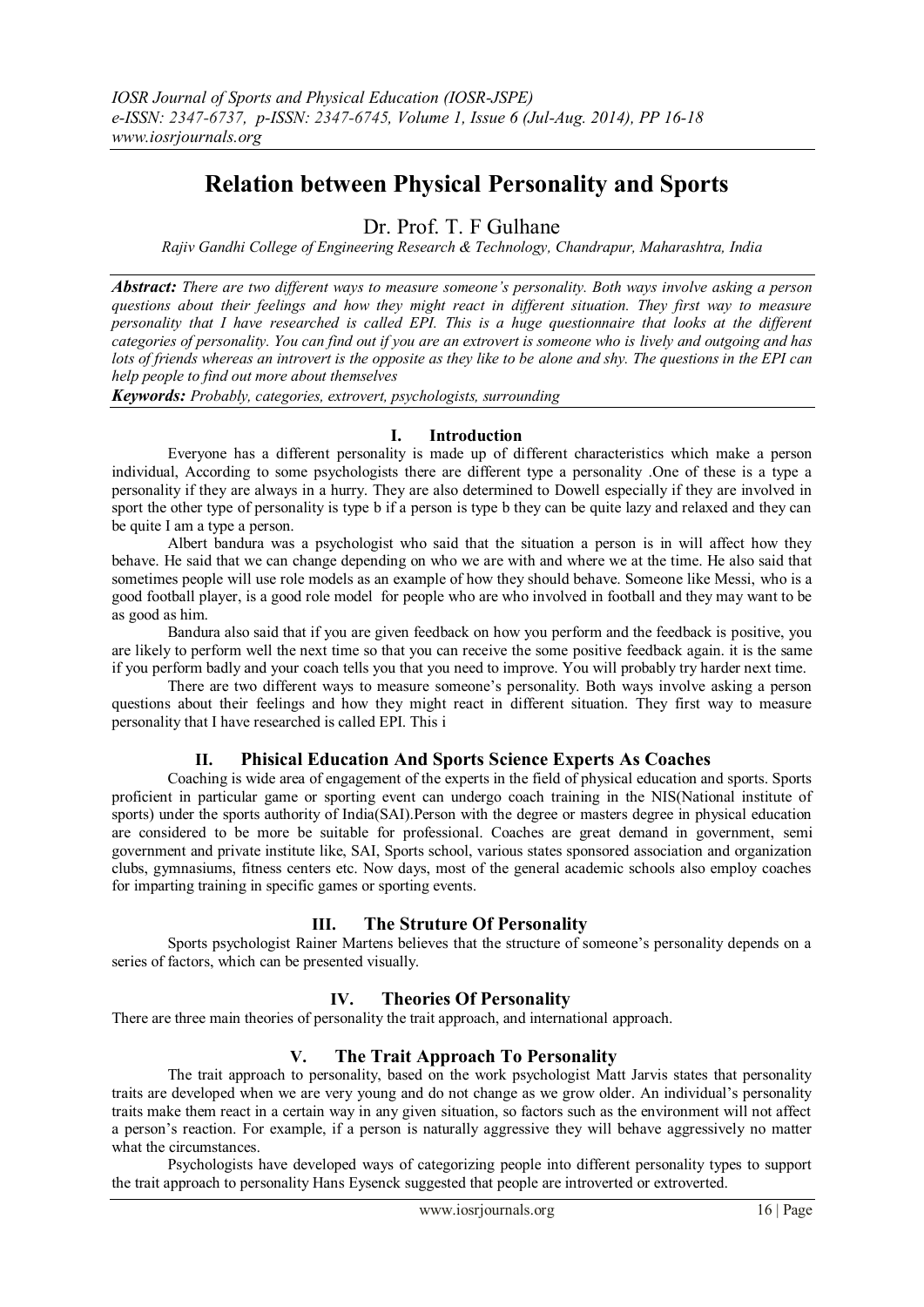# Relation between Physical Personality and Sports

Dr. Prof. T. F Gulhane

*Rajiv Gandhi College of Engineering Research & Technology, Chandrapur, Maharashtra, India*

***Abstract:*** *There are two different ways to measure someone's personality. Both ways involve asking a person questions about their feelings and how they might react in different situation. They first way to measure personality that I have researched is called EPI. This is a huge questionnaire that looks at the different categories of personality. You can find out if you are an extrovert is someone who is lively and outgoing and has lots of friends whereas an introvert is the opposite as they like to be alone and shy. The questions in the EPI can help people to find out more about themselves*

***Keywords:*** *Probably, categories, extrovert, psychologists, surrounding*

## I. Introduction

Everyone has a different personality is made up of different characteristics which make a person individual, According to some psychologists there are different type a personality .One of these is a type a personality if they are always in a hurry. They are also determined to Dowell especially if they are involved in sport the other type of personality is type b if a person is type b they can be quite lazy and relaxed and they can be quite I am a type a person.

Albert bandura was a psychologist who said that the situation a person is in will affect how they behave. He said that we can change depending on who we are with and where we at the time. He also said that sometimes people will use role models as an example of how they should behave. Someone like Messi, who is a good football player, is a good role model for people who are who involved in football and they may want to be as good as him.

Bandura also said that if you are given feedback on how you perform and the feedback is positive, you are likely to perform well the next time so that you can receive the some positive feedback again. it is the same if you perform badly and your coach tells you that you need to improve. You will probably try harder next time.

There are two different ways to measure someone's personality. Both ways involve asking a person questions about their feelings and how they might react in different situation. They first way to measure personality that I have researched is called EPI. This i

## II. Phisical Education And Sports Science Experts As Coaches

Coaching is wide area of engagement of the experts in the field of physical education and sports. Sports proficient in particular game or sporting event can undergo coach training in the NIS(National institute of sports) under the sports authority of India(SAI).Person with the degree or masters degree in physical education are considered to be more be suitable for professional. Coaches are great demand in government, semi government and private institute like, SAI, Sports school, various states sponsored association and organization clubs, gymnasiums, fitness centers etc. Now days, most of the general academic schools also employ coaches for imparting training in specific games or sporting events.

## III. The Struture Of Personality

Sports psychologist Rainer Martens believes that the structure of someone's personality depends on a series of factors, which can be presented visually.

## IV. Theories Of Personality

There are three main theories of personality the trait approach, and international approach.

## V. The Trait Approach To Personality

The trait approach to personality, based on the work psychologist Matt Jarvis states that personality traits are developed when we are very young and do not change as we grow older. An individual's personality traits make them react in a certain way in any given situation, so factors such as the environment will not affect a person's reaction. For example, if a person is naturally aggressive they will behave aggressively no matter what the circumstances.

Psychologists have developed ways of categorizing people into different personality types to support the trait approach to personality Hans Eysenck suggested that people are introverted or extroverted.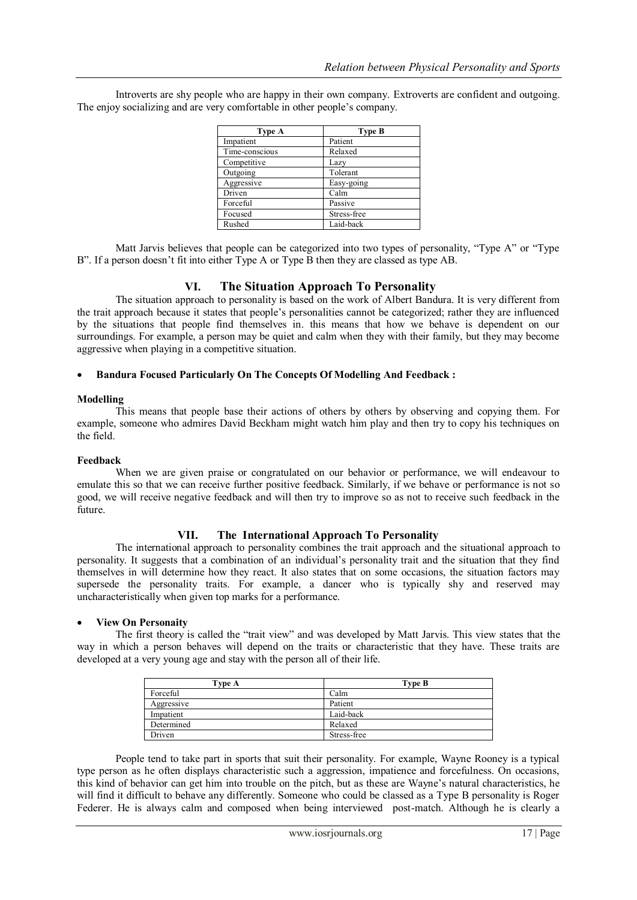Introverts are shy people who are happy in their own company. Extroverts are confident and outgoing. The enjoy socializing and are very comfortable in other people's company.

| Type A | Type B |
|---|---|
| Impatient | Patient |
| Time-conscious | Relaxed |
| Competitive | Lazy |
| Outgoing | Tolerant |
| Aggressive | Easy-going |
| Driven | Calm |
| Forceful | Passive |
| Focused | Stress-free |
| Rushed | Laid-back |

Matt Jarvis believes that people can be categorized into two types of personality, "Type A" or "Type B". If a person doesn't fit into either Type A or Type B then they are classed as type AB.

## VI. The Situation Approach To Personality

The situation approach to personality is based on the work of Albert Bandura. It is very different from the trait approach because it states that people's personalities cannot be categorized; rather they are influenced by the situations that people find themselves in. this means that how we behave is dependent on our surroundings. For example, a person may be quiet and calm when they with their family, but they may become aggressive when playing in a competitive situation.

- **Bandura Focused Particularly On The Concepts Of Modelling And Feedback :**

**Modelling**

This means that people base their actions of others by others by observing and copying them. For example, someone who admires David Beckham might watch him play and then try to copy his techniques on the field.

**Feedback**

When we are given praise or congratulated on our behavior or performance, we will endeavour to emulate this so that we can receive further positive feedback. Similarly, if we behave or performance is not so good, we will receive negative feedback and will then try to improve so as not to receive such feedback in the future.

## VII. The International Approach To Personality

The international approach to personality combines the trait approach and the situational approach to personality. It suggests that a combination of an individual's personality trait and the situation that they find themselves in will determine how they react. It also states that on some occasions, the situation factors may supersede the personality traits. For example, a dancer who is typically shy and reserved may uncharacteristically when given top marks for a performance.

- **View On Personaity**

The first theory is called the "trait view" and was developed by Matt Jarvis. This view states that the way in which a person behaves will depend on the traits or characteristic that they have. These traits are developed at a very young age and stay with the person all of their life.

| Type A | Type B |
|---|---|
| Forceful | Calm |
| Aggressive | Patient |
| Impatient | Laid-back |
| Determined | Relaxed |
| Driven | Stress-free |

People tend to take part in sports that suit their personality. For example, Wayne Rooney is a typical type person as he often displays characteristic such a aggression, impatience and forcefulness. On occasions, this kind of behavior can get him into trouble on the pitch, but as these are Wayne's natural characteristics, he will find it difficult to behave any differently. Someone who could be classed as a Type B personality is Roger Federer. He is always calm and composed when being interviewed post-match. Although he is clearly a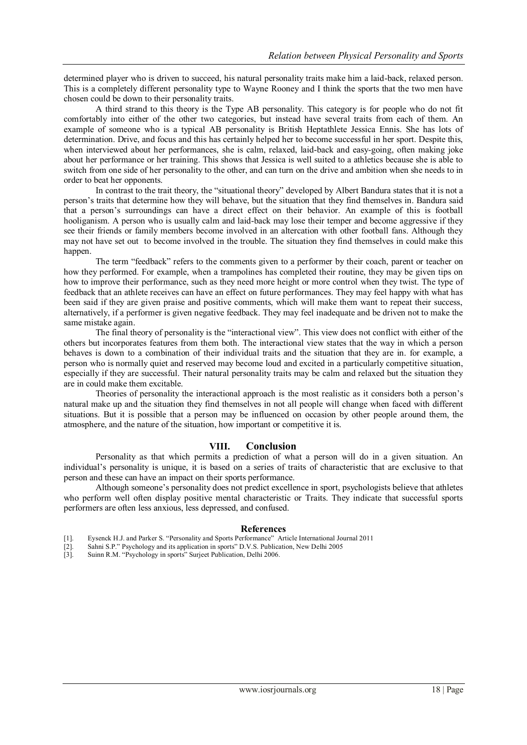determined player who is driven to succeed, his natural personality traits make him a laid-back, relaxed person. This is a completely different personality type to Wayne Rooney and I think the sports that the two men have chosen could be down to their personality traits.

A third strand to this theory is the Type AB personality. This category is for people who do not fit comfortably into either of the other two categories, but instead have several traits from each of them. An example of someone who is a typical AB personality is British Heptathlete Jessica Ennis. She has lots of determination. Drive, and focus and this has certainly helped her to become successful in her sport. Despite this, when interviewed about her performances, she is calm, relaxed, laid-back and easy-going, often making joke about her performance or her training. This shows that Jessica is well suited to a athletics because she is able to switch from one side of her personality to the other, and can turn on the drive and ambition when she needs to in order to beat her opponents.

In contrast to the trait theory, the "situational theory" developed by Albert Bandura states that it is not a person's traits that determine how they will behave, but the situation that they find themselves in. Bandura said that a person's surroundings can have a direct effect on their behavior. An example of this is football hooliganism. A person who is usually calm and laid-back may lose their temper and become aggressive if they see their friends or family members become involved in an altercation with other football fans. Although they may not have set out to become involved in the trouble. The situation they find themselves in could make this happen.

The term "feedback" refers to the comments given to a performer by their coach, parent or teacher on how they performed. For example, when a trampolines has completed their routine, they may be given tips on how to improve their performance, such as they need more height or more control when they twist. The type of feedback that an athlete receives can have an effect on future performances. They may feel happy with what has been said if they are given praise and positive comments, which will make them want to repeat their success, alternatively, if a performer is given negative feedback. They may feel inadequate and be driven not to make the same mistake again.

The final theory of personality is the "interactional view". This view does not conflict with either of the others but incorporates features from them both. The interactional view states that the way in which a person behaves is down to a combination of their individual traits and the situation that they are in. for example, a person who is normally quiet and reserved may become loud and excited in a particularly competitive situation, especially if they are successful. Their natural personality traits may be calm and relaxed but the situation they are in could make them excitable.

Theories of personality the interactional approach is the most realistic as it considers both a person's natural make up and the situation they find themselves in not all people will change when faced with different situations. But it is possible that a person may be influenced on occasion by other people around them, the atmosphere, and the nature of the situation, how important or competitive it is.

## VIII. Conclusion

Personality as that which permits a prediction of what a person will do in a given situation. An individual's personality is unique, it is based on a series of traits of characteristic that are exclusive to that person and these can have an impact on their sports performance.

Although someone's personality does not predict excellence in sport, psychologists believe that athletes who perform well often display positive mental characteristic or Traits. They indicate that successful sports performers are often less anxious, less depressed, and confused.

## References

[1]. Eysenck H.J. and Parker S. "Personality and Sports Performance" Article International Journal 2011

[2]. Sahni S.P." Psychology and its application in sports" D.V.S. Publication, New Delhi 2005

[3]. Suinn R.M. "Psychology in sports" Surjeet Publication, Delhi 2006.